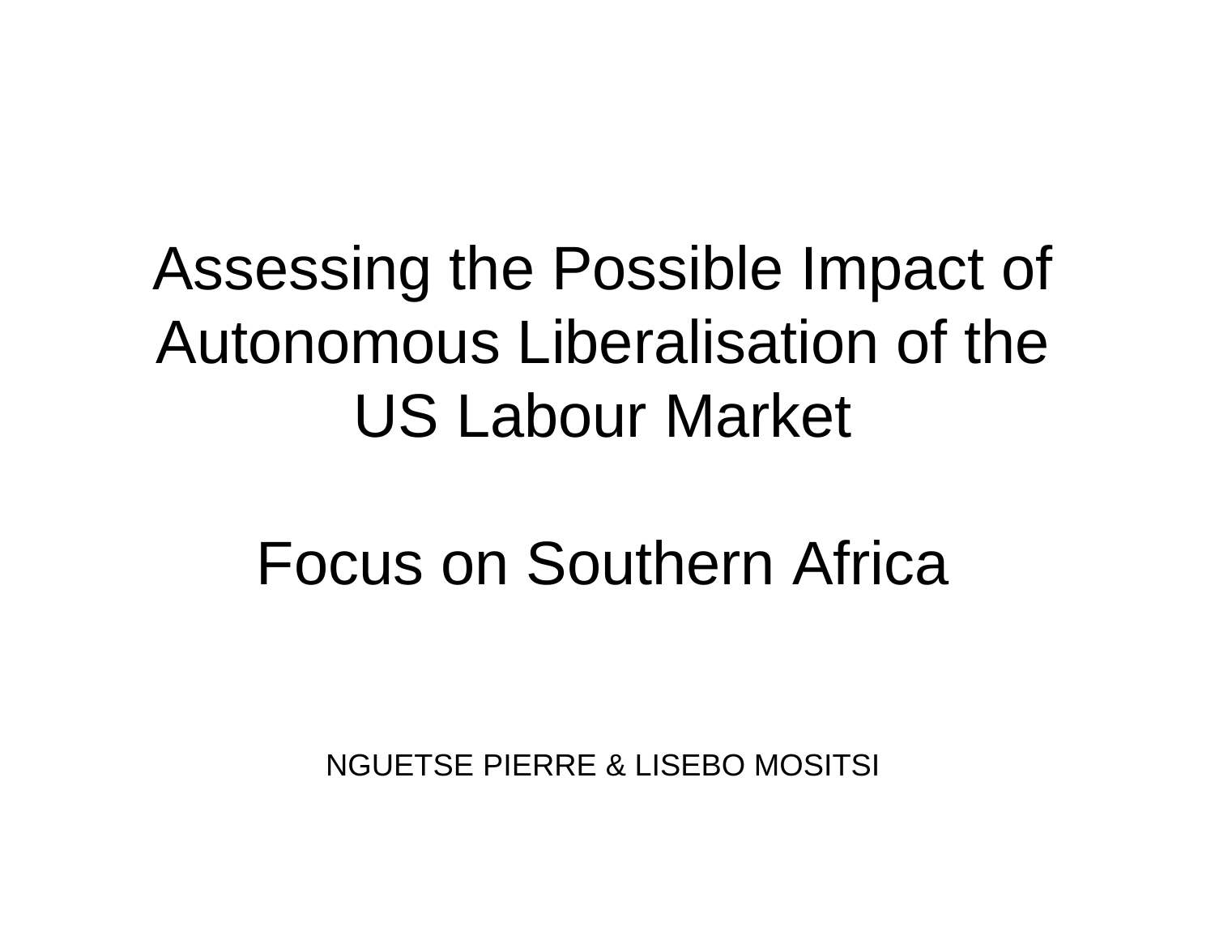# Assessing the Possible Impact of Autonomous Liberalisation of the US Labour Market

## Focus on Southern Africa

NGUETSE PIERRE & LISEBO MOSITSI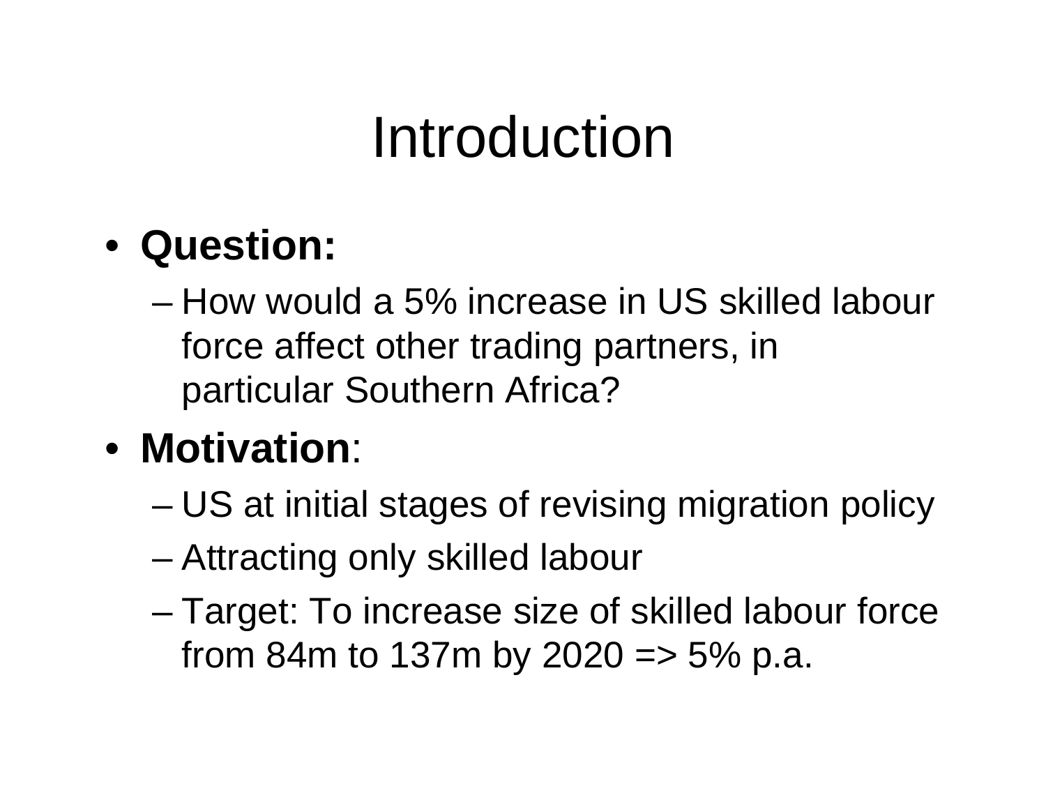# Introduction

- **Question:**
  - How would a 5% increase in US skilled labour force affect other trading partners, in particular Southern Africa?
- **Motivation**:
  - US at initial stages of revising migration policy
  - Attracting only skilled labour
  - Target: To increase size of skilled labour force from 84m to 137m by 2020 => 5% p.a.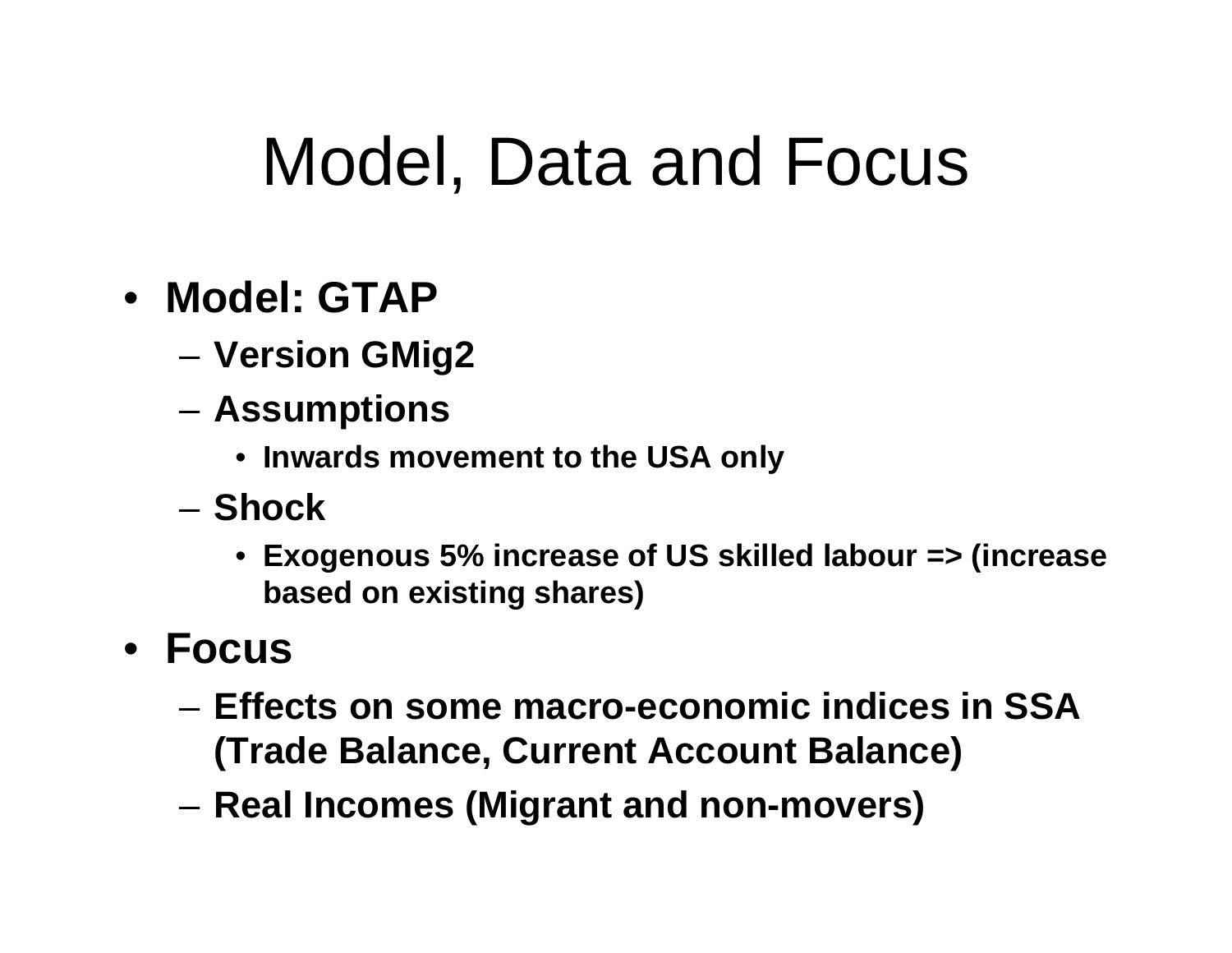# Model, Data and Focus

- **Model: GTAP**
  - **Version GMig2**
  - **Assumptions**
    - **Inwards movement to the USA only**
  - **Shock**
    - **Exogenous 5% increase of US skilled labour => (increase based on existing shares)**
- **Focus**
  - **Effects on some macro-economic indices in SSA (Trade Balance, Current Account Balance)**
  - **Real Incomes (Migrant and non-movers)**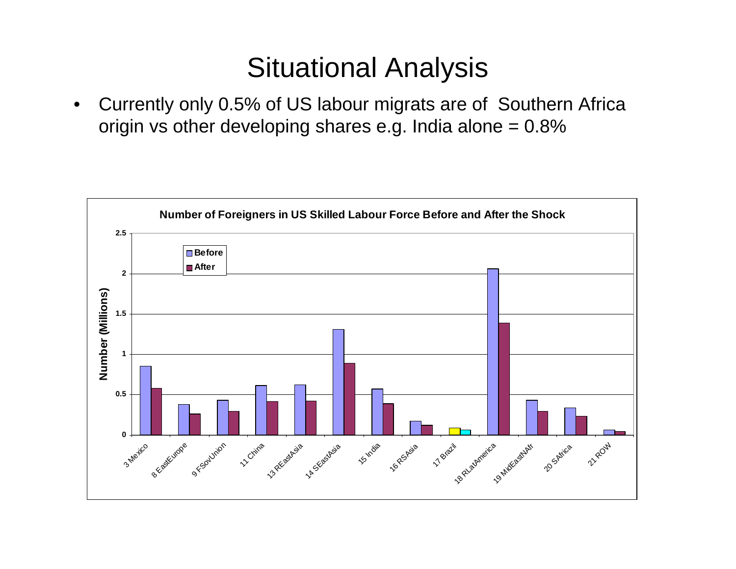# Situational Analysis

- Currently only 0.5% of US labour migrats are of Southern Africa origin vs other developing shares e.g. India alone = 0.8%

**Number of Foreigners in US Skilled Labour Force Before and After the Shock**

| Region | Before | After |
|---|---|---|
| 3 Mexico | 0.85 | 0.58 |
| 8 EastEurope | 0.38 | 0.26 |
| 9 FSovUnion | 0.43 | 0.29 |
| 11 China | 0.61 | 0.41 |
| 13 REastAsia | 0.62 | 0.42 |
| 14 SEastAsia | 1.31 | 0.89 |
| 15 India | 0.57 | 0.39 |
| 16 RSAsia | 0.17 | 0.12 |
| 17 Brazil | 0.09 | 0.06 |
| 18 RLatAmerica | 2.06 | 1.39 |
| 19 MidEastNAfr | 0.43 | 0.29 |
| 20 SAfrica | 0.34 | 0.23 |
| 21 ROW | 0.06 | 0.04 |

Number (Millions)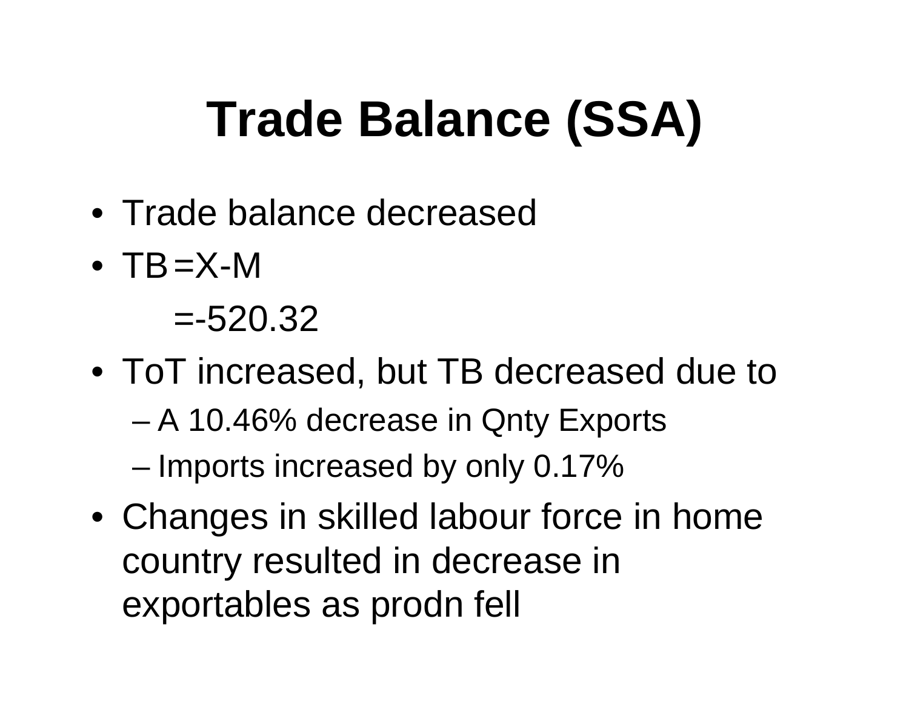# Trade Balance (SSA)

- Trade balance decreased
- TB =X-M

  =-520.32
- ToT increased, but TB decreased due to
  - A 10.46% decrease in Qnty Exports
  - Imports increased by only 0.17%
- Changes in skilled labour force in home country resulted in decrease in exportables as prodn fell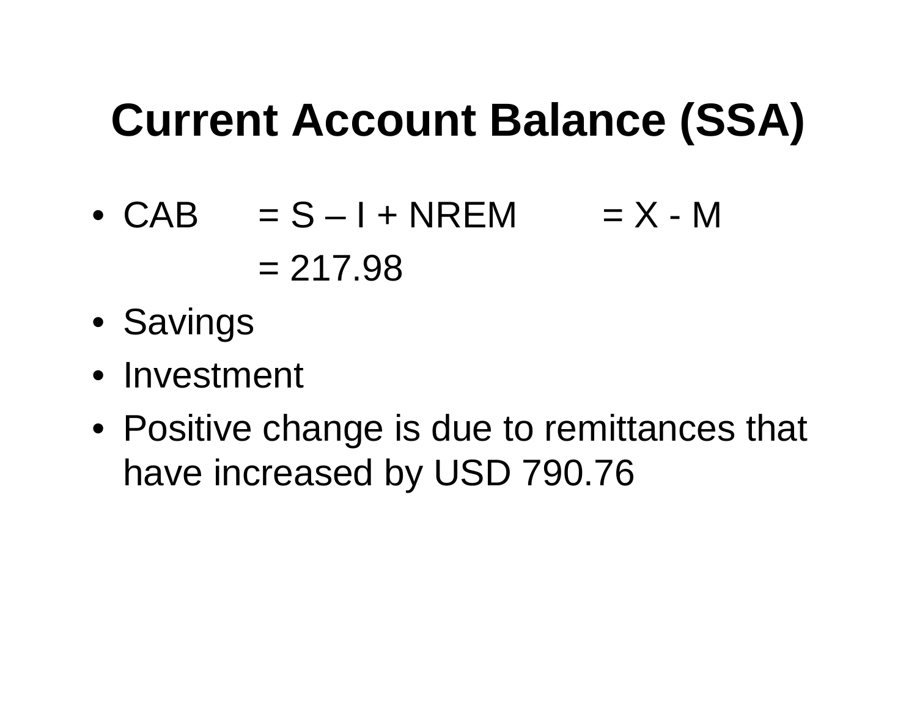# Current Account Balance (SSA)

- CAB $= S - I + NREM = X - M$
  
  $= 217.98$
- Savings
- Investment
- Positive change is due to remittances that have increased by USD 790.76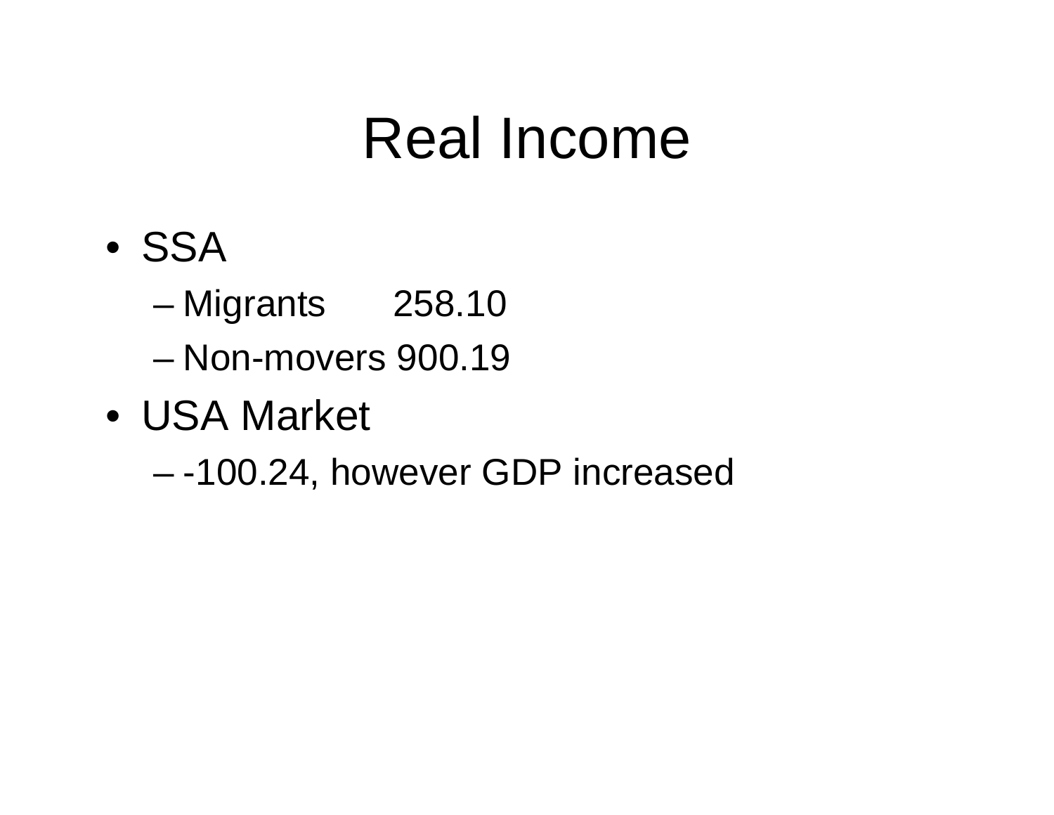# Real Income

- SSA
  - Migrants 258.10
  - Non-movers 900.19
- USA Market
  - -100.24, however GDP increased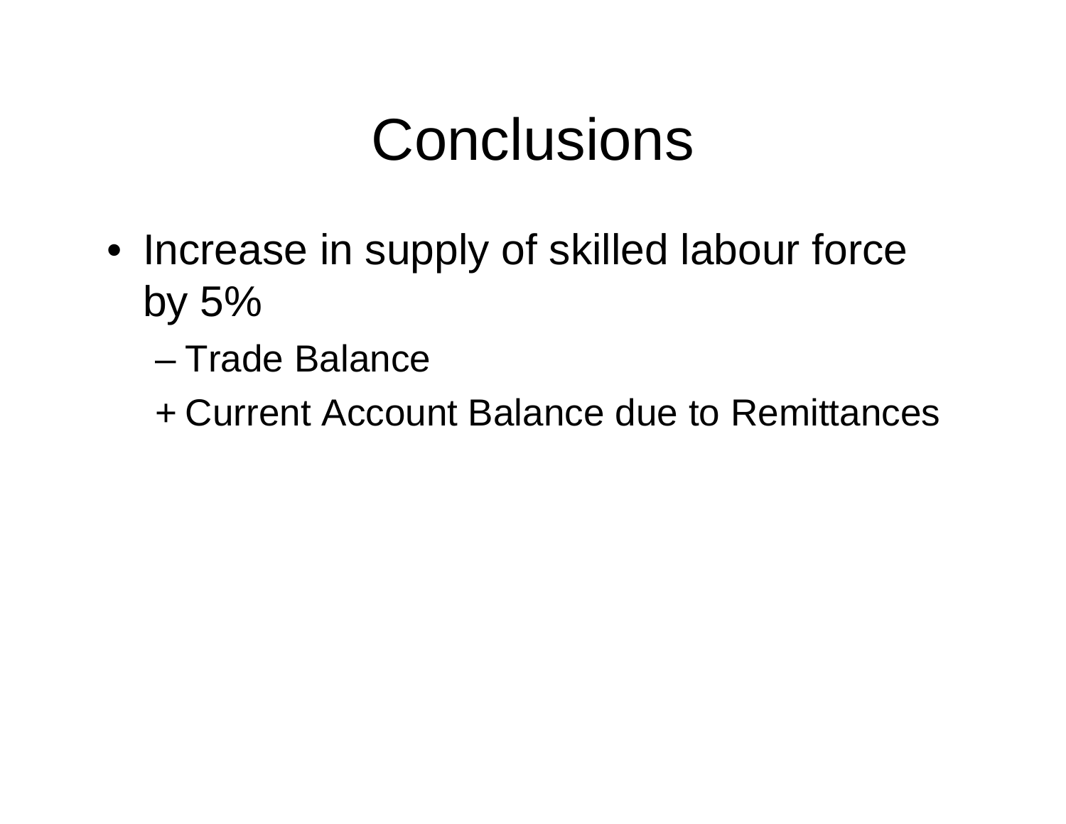# Conclusions

- Increase in supply of skilled labour force by 5%
  - – Trade Balance
  - + Current Account Balance due to Remittances